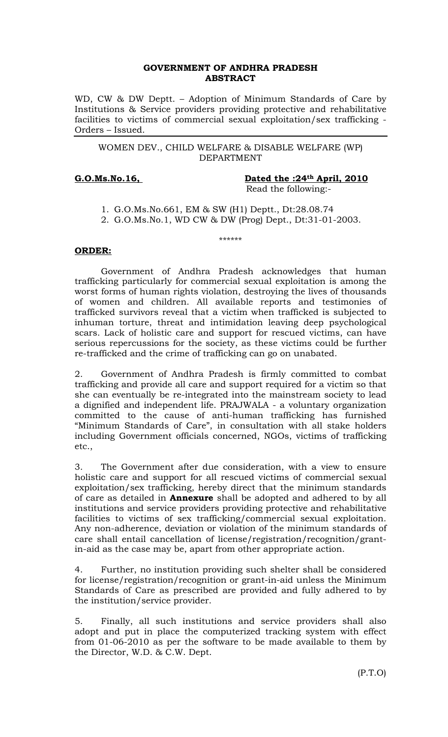**GOVERNMENT OF ANDHRA PRADESH**
**ABSTRACT**

WD, CW & DW Deptt. – Adoption of Minimum Standards of Care by Institutions & Service providers providing protective and rehabilitative facilities to victims of commercial sexual exploitation/sex trafficking - Orders – Issued.

---

WOMEN DEV., CHILD WELFARE & DISABLE WELFARE (WP) DEPARTMENT

**G.O.Ms.No.16,** **Dated the :24th April, 2010**

Read the following:-

1. G.O.Ms.No.661, EM & SW (H1) Deptt., Dt:28.08.74
2. G.O.Ms.No.1, WD CW & DW (Prog) Dept., Dt:31-01-2003.

\*\*\*\*\*\*

**ORDER:**

Government of Andhra Pradesh acknowledges that human trafficking particularly for commercial sexual exploitation is among the worst forms of human rights violation, destroying the lives of thousands of women and children. All available reports and testimonies of trafficked survivors reveal that a victim when trafficked is subjected to inhuman torture, threat and intimidation leaving deep psychological scars. Lack of holistic care and support for rescued victims, can have serious repercussions for the society, as these victims could be further re-trafficked and the crime of trafficking can go on unabated.

2. Government of Andhra Pradesh is firmly committed to combat trafficking and provide all care and support required for a victim so that she can eventually be re-integrated into the mainstream society to lead a dignified and independent life. PRAJWALA - a voluntary organization committed to the cause of anti-human trafficking has furnished "Minimum Standards of Care", in consultation with all stake holders including Government officials concerned, NGOs, victims of trafficking etc.,

3. The Government after due consideration, with a view to ensure holistic care and support for all rescued victims of commercial sexual exploitation/sex trafficking, hereby direct that the minimum standards of care as detailed in **Annexure** shall be adopted and adhered to by all institutions and service providers providing protective and rehabilitative facilities to victims of sex trafficking/commercial sexual exploitation. Any non-adherence, deviation or violation of the minimum standards of care shall entail cancellation of license/registration/recognition/grant-in-aid as the case may be, apart from other appropriate action.

4. Further, no institution providing such shelter shall be considered for license/registration/recognition or grant-in-aid unless the Minimum Standards of Care as prescribed are provided and fully adhered to by the institution/service provider.

5. Finally, all such institutions and service providers shall also adopt and put in place the computerized tracking system with effect from 01-06-2010 as per the software to be made available to them by the Director, W.D. & C.W. Dept.

(P.T.O)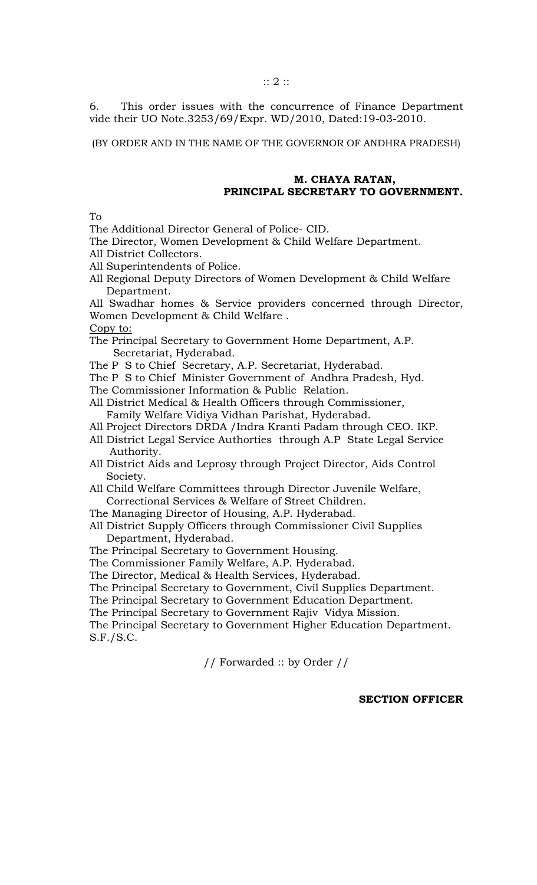6. This order issues with the concurrence of Finance Department vide their UO Note.3253/69/Expr. WD/2010, Dated:19-03-2010.

(BY ORDER AND IN THE NAME OF THE GOVERNOR OF ANDHRA PRADESH)

**M. CHAYA RATAN,**
**PRINCIPAL SECRETARY TO GOVERNMENT.**

To

The Additional Director General of Police- CID.
The Director, Women Development & Child Welfare Department.
All District Collectors.
All Superintendents of Police.
All Regional Deputy Directors of Women Development & Child Welfare Department.
All Swadhar homes & Service providers concerned through Director, Women Development & Child Welfare .

Copy to:

The Principal Secretary to Government Home Department, A.P. Secretariat, Hyderabad.
The P S to Chief Secretary, A.P. Secretariat, Hyderabad.
The P S to Chief Minister Government of Andhra Pradesh, Hyd.
The Commissioner Information & Public Relation.
All District Medical & Health Officers through Commissioner, Family Welfare Vidiya Vidhan Parishat, Hyderabad.
All Project Directors DRDA /Indra Kranti Padam through CEO. IKP.
All District Legal Service Authorties through A.P State Legal Service Authority.
All District Aids and Leprosy through Project Director, Aids Control Society.
All Child Welfare Committees through Director Juvenile Welfare, Correctional Services & Welfare of Street Children.
The Managing Director of Housing, A.P. Hyderabad.
All District Supply Officers through Commissioner Civil Supplies Department, Hyderabad.
The Principal Secretary to Government Housing.
The Commissioner Family Welfare, A.P. Hyderabad.
The Director, Medical & Health Services, Hyderabad.
The Principal Secretary to Government, Civil Supplies Department.
The Principal Secretary to Government Education Department.
The Principal Secretary to Government Rajiv Vidya Mission.
The Principal Secretary to Government Higher Education Department.
S.F./S.C.

// Forwarded :: by Order //

**SECTION OFFICER**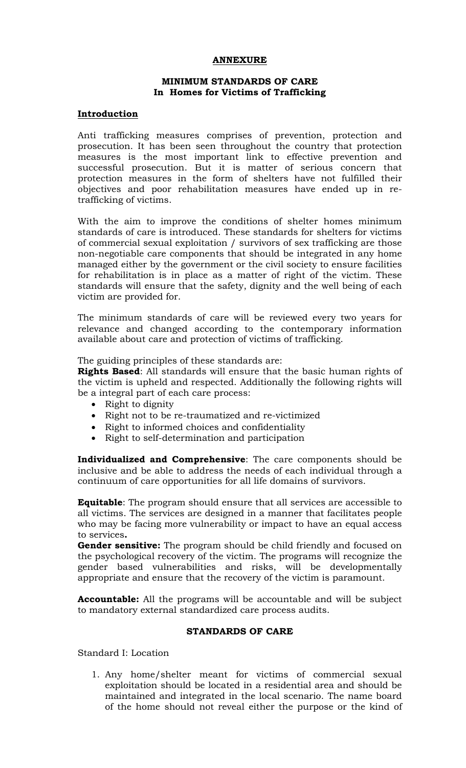# ANNEXURE

## MINIMUM STANDARDS OF CARE
## In Homes for Victims of Trafficking

### Introduction

Anti trafficking measures comprises of prevention, protection and prosecution. It has been seen throughout the country that protection measures is the most important link to effective prevention and successful prosecution. But it is matter of serious concern that protection measures in the form of shelters have not fulfilled their objectives and poor rehabilitation measures have ended up in re-trafficking of victims.

With the aim to improve the conditions of shelter homes minimum standards of care is introduced. These standards for shelters for victims of commercial sexual exploitation / survivors of sex trafficking are those non-negotiable care components that should be integrated in any home managed either by the government or the civil society to ensure facilities for rehabilitation is in place as a matter of right of the victim. These standards will ensure that the safety, dignity and the well being of each victim are provided for.

The minimum standards of care will be reviewed every two years for relevance and changed according to the contemporary information available about care and protection of victims of trafficking.

The guiding principles of these standards are:

**Rights Based**: All standards will ensure that the basic human rights of the victim is upheld and respected. Additionally the following rights will be a integral part of each care process:

- Right to dignity
- Right not to be re-traumatized and re-victimized
- Right to informed choices and confidentiality
- Right to self-determination and participation

**Individualized and Comprehensive**: The care components should be inclusive and be able to address the needs of each individual through a continuum of care opportunities for all life domains of survivors.

**Equitable**: The program should ensure that all services are accessible to all victims. The services are designed in a manner that facilitates people who may be facing more vulnerability or impact to have an equal access to services**.**

**Gender sensitive:** The program should be child friendly and focused on the psychological recovery of the victim. The programs will recognize the gender based vulnerabilities and risks, will be developmentally appropriate and ensure that the recovery of the victim is paramount.

**Accountable:** All the programs will be accountable and will be subject to mandatory external standardized care process audits.

### STANDARDS OF CARE

Standard I: Location

1. Any home/shelter meant for victims of commercial sexual exploitation should be located in a residential area and should be maintained and integrated in the local scenario. The name board of the home should not reveal either the purpose or the kind of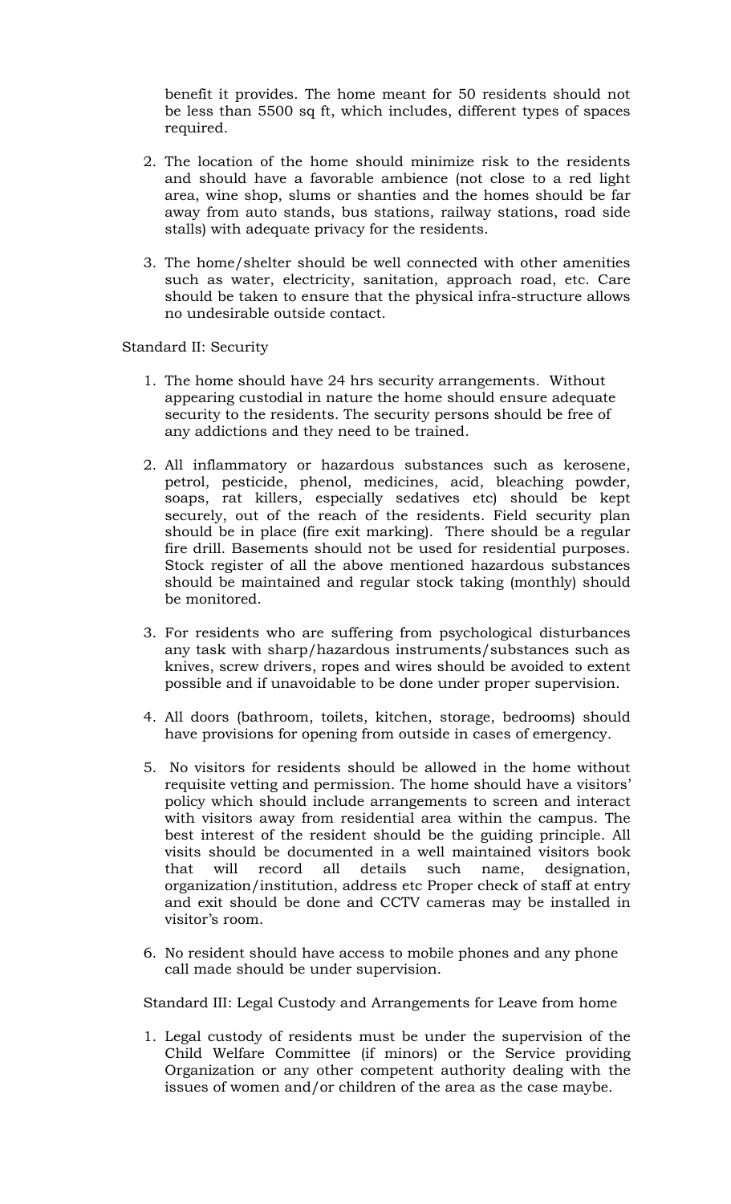benefit it provides. The home meant for 50 residents should not be less than 5500 sq ft, which includes, different types of spaces required.

2. The location of the home should minimize risk to the residents and should have a favorable ambience (not close to a red light area, wine shop, slums or shanties and the homes should be far away from auto stands, bus stations, railway stations, road side stalls) with adequate privacy for the residents.

3. The home/shelter should be well connected with other amenities such as water, electricity, sanitation, approach road, etc. Care should be taken to ensure that the physical infra-structure allows no undesirable outside contact.

Standard II: Security

1. The home should have 24 hrs security arrangements. Without appearing custodial in nature the home should ensure adequate security to the residents. The security persons should be free of any addictions and they need to be trained.

2. All inflammatory or hazardous substances such as kerosene, petrol, pesticide, phenol, medicines, acid, bleaching powder, soaps, rat killers, especially sedatives etc) should be kept securely, out of the reach of the residents. Field security plan should be in place (fire exit marking). There should be a regular fire drill. Basements should not be used for residential purposes. Stock register of all the above mentioned hazardous substances should be maintained and regular stock taking (monthly) should be monitored.

3. For residents who are suffering from psychological disturbances any task with sharp/hazardous instruments/substances such as knives, screw drivers, ropes and wires should be avoided to extent possible and if unavoidable to be done under proper supervision.

4. All doors (bathroom, toilets, kitchen, storage, bedrooms) should have provisions for opening from outside in cases of emergency.

5. No visitors for residents should be allowed in the home without requisite vetting and permission. The home should have a visitors' policy which should include arrangements to screen and interact with visitors away from residential area within the campus. The best interest of the resident should be the guiding principle. All visits should be documented in a well maintained visitors book that will record all details such name, designation, organization/institution, address etc Proper check of staff at entry and exit should be done and CCTV cameras may be installed in visitor's room.

6. No resident should have access to mobile phones and any phone call made should be under supervision.

Standard III: Legal Custody and Arrangements for Leave from home

1. Legal custody of residents must be under the supervision of the Child Welfare Committee (if minors) or the Service providing Organization or any other competent authority dealing with the issues of women and/or children of the area as the case maybe.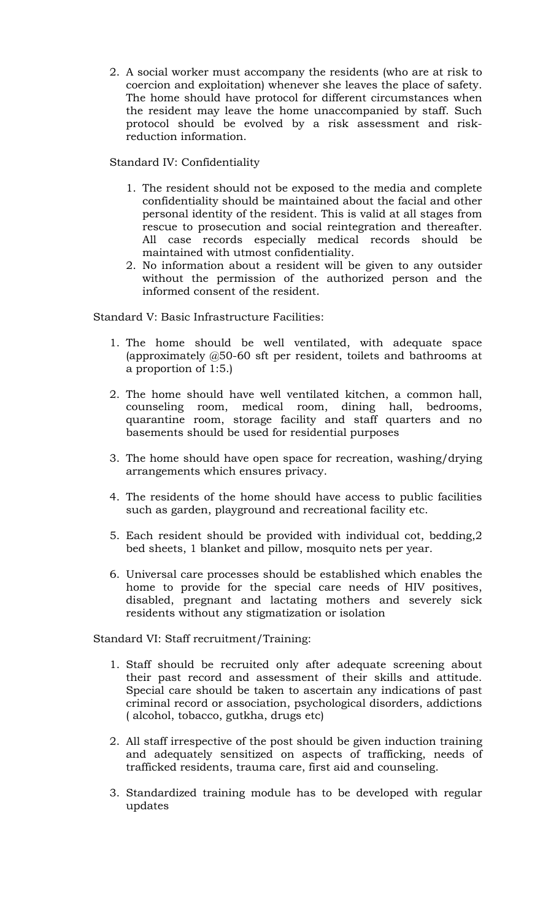2. A social worker must accompany the residents (who are at risk to coercion and exploitation) whenever she leaves the place of safety. The home should have protocol for different circumstances when the resident may leave the home unaccompanied by staff. Such protocol should be evolved by a risk assessment and risk-reduction information.

Standard IV: Confidentiality

1. The resident should not be exposed to the media and complete confidentiality should be maintained about the facial and other personal identity of the resident. This is valid at all stages from rescue to prosecution and social reintegration and thereafter. All case records especially medical records should be maintained with utmost confidentiality.
2. No information about a resident will be given to any outsider without the permission of the authorized person and the informed consent of the resident.

Standard V: Basic Infrastructure Facilities:

1. The home should be well ventilated, with adequate space (approximately @50-60 sft per resident, toilets and bathrooms at a proportion of 1:5.)

2. The home should have well ventilated kitchen, a common hall, counseling room, medical room, dining hall, bedrooms, quarantine room, storage facility and staff quarters and no basements should be used for residential purposes

3. The home should have open space for recreation, washing/drying arrangements which ensures privacy.

4. The residents of the home should have access to public facilities such as garden, playground and recreational facility etc.

5. Each resident should be provided with individual cot, bedding,2 bed sheets, 1 blanket and pillow, mosquito nets per year.

6. Universal care processes should be established which enables the home to provide for the special care needs of HIV positives, disabled, pregnant and lactating mothers and severely sick residents without any stigmatization or isolation

Standard VI: Staff recruitment/Training:

1. Staff should be recruited only after adequate screening about their past record and assessment of their skills and attitude. Special care should be taken to ascertain any indications of past criminal record or association, psychological disorders, addictions ( alcohol, tobacco, gutkha, drugs etc)

2. All staff irrespective of the post should be given induction training and adequately sensitized on aspects of trafficking, needs of trafficked residents, trauma care, first aid and counseling.

3. Standardized training module has to be developed with regular updates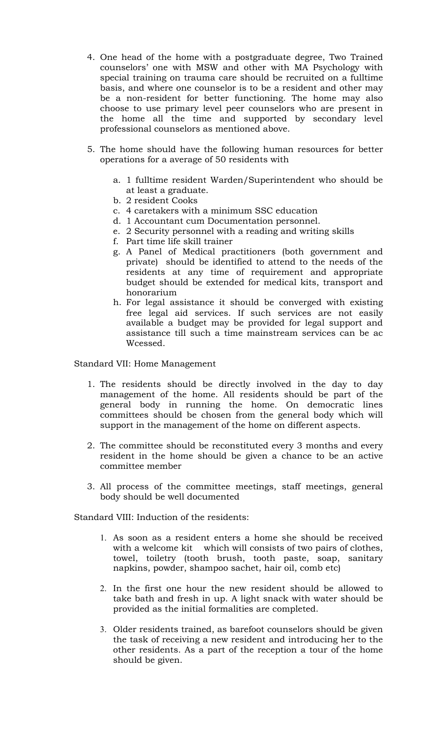4. One head of the home with a postgraduate degree, Two Trained counselors' one with MSW and other with MA Psychology with special training on trauma care should be recruited on a fulltime basis, and where one counselor is to be a resident and other may be a non-resident for better functioning. The home may also choose to use primary level peer counselors who are present in the home all the time and supported by secondary level professional counselors as mentioned above.

5. The home should have the following human resources for better operations for a average of 50 residents with

   a. 1 fulltime resident Warden/Superintendent who should be at least a graduate.
   b. 2 resident Cooks
   c. 4 caretakers with a minimum SSC education
   d. 1 Accountant cum Documentation personnel.
   e. 2 Security personnel with a reading and writing skills
   f. Part time life skill trainer
   g. A Panel of Medical practitioners (both government and private) should be identified to attend to the needs of the residents at any time of requirement and appropriate budget should be extended for medical kits, transport and honorarium
   h. For legal assistance it should be converged with existing free legal aid services. If such services are not easily available a budget may be provided for legal support and assistance till such a time mainstream services can be ac Wcessed.

Standard VII: Home Management

1. The residents should be directly involved in the day to day management of the home. All residents should be part of the general body in running the home. On democratic lines committees should be chosen from the general body which will support in the management of the home on different aspects.

2. The committee should be reconstituted every 3 months and every resident in the home should be given a chance to be an active committee member

3. All process of the committee meetings, staff meetings, general body should be well documented

Standard VIII: Induction of the residents:

1. As soon as a resident enters a home she should be received with a welcome kit which will consists of two pairs of clothes, towel, toiletry (tooth brush, tooth paste, soap, sanitary napkins, powder, shampoo sachet, hair oil, comb etc)

2. In the first one hour the new resident should be allowed to take bath and fresh in up. A light snack with water should be provided as the initial formalities are completed.

3. Older residents trained, as barefoot counselors should be given the task of receiving a new resident and introducing her to the other residents. As a part of the reception a tour of the home should be given.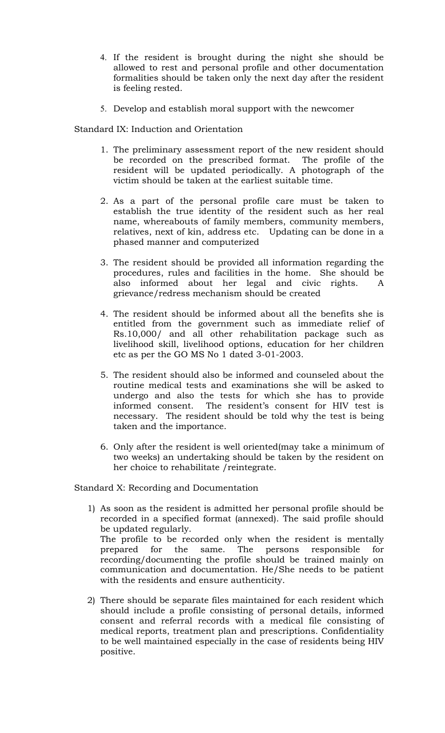4. If the resident is brought during the night she should be allowed to rest and personal profile and other documentation formalities should be taken only the next day after the resident is feeling rested.

5. Develop and establish moral support with the newcomer

Standard IX: Induction and Orientation

1. The preliminary assessment report of the new resident should be recorded on the prescribed format. The profile of the resident will be updated periodically. A photograph of the victim should be taken at the earliest suitable time.

2. As a part of the personal profile care must be taken to establish the true identity of the resident such as her real name, whereabouts of family members, community members, relatives, next of kin, address etc. Updating can be done in a phased manner and computerized

3. The resident should be provided all information regarding the procedures, rules and facilities in the home. She should be also informed about her legal and civic rights. A grievance/redress mechanism should be created

4. The resident should be informed about all the benefits she is entitled from the government such as immediate relief of Rs.10,000/ and all other rehabilitation package such as livelihood skill, livelihood options, education for her children etc as per the GO MS No 1 dated 3-01-2003.

5. The resident should also be informed and counseled about the routine medical tests and examinations she will be asked to undergo and also the tests for which she has to provide informed consent. The resident's consent for HIV test is necessary. The resident should be told why the test is being taken and the importance.

6. Only after the resident is well oriented(may take a minimum of two weeks) an undertaking should be taken by the resident on her choice to rehabilitate /reintegrate.

Standard X: Recording and Documentation

1) As soon as the resident is admitted her personal profile should be recorded in a specified format (annexed). The said profile should be updated regularly.
   The profile to be recorded only when the resident is mentally prepared for the same. The persons responsible for recording/documenting the profile should be trained mainly on communication and documentation. He/She needs to be patient with the residents and ensure authenticity.

2) There should be separate files maintained for each resident which should include a profile consisting of personal details, informed consent and referral records with a medical file consisting of medical reports, treatment plan and prescriptions. Confidentiality to be well maintained especially in the case of residents being HIV positive.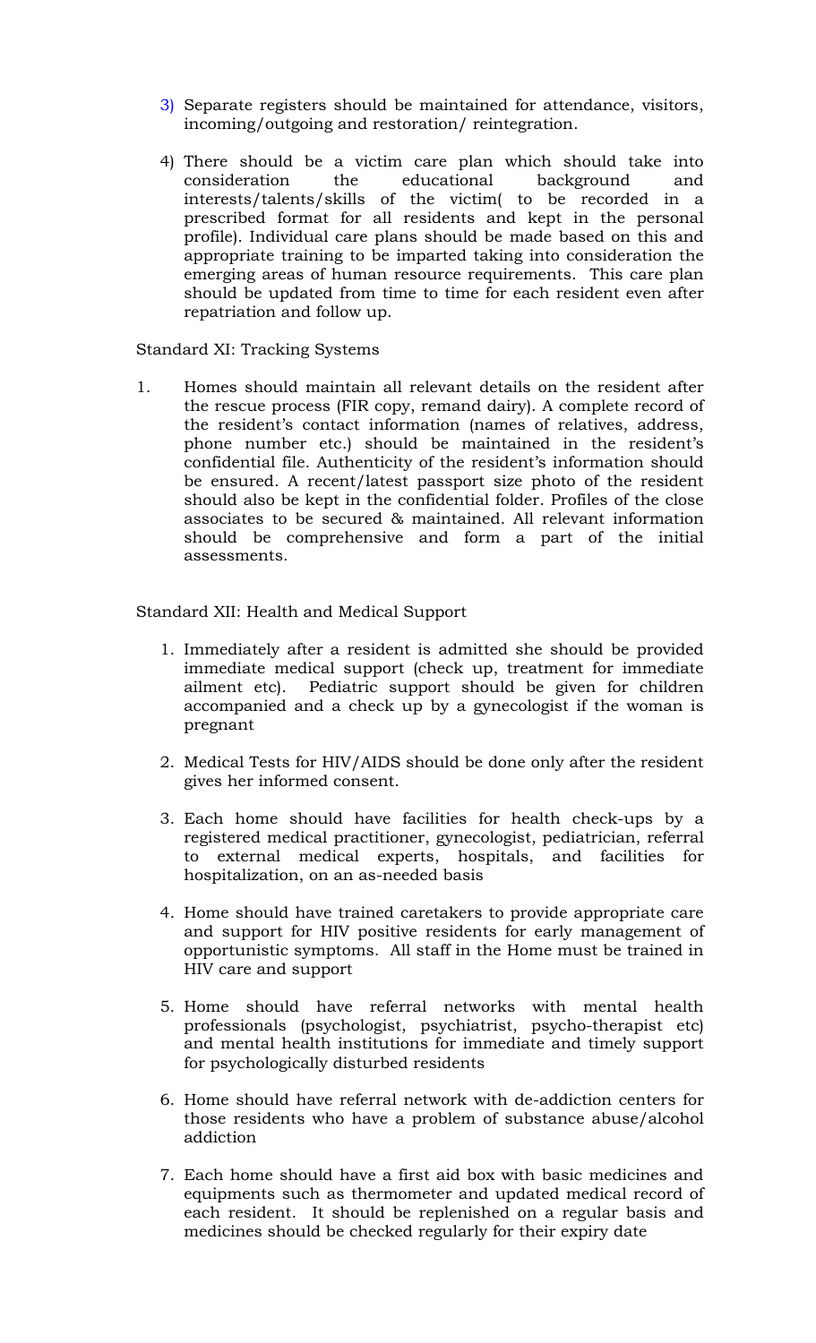3) Separate registers should be maintained for attendance, visitors, incoming/outgoing and restoration/ reintegration.

4) There should be a victim care plan which should take into consideration the educational background and interests/talents/skills of the victim( to be recorded in a prescribed format for all residents and kept in the personal profile). Individual care plans should be made based on this and appropriate training to be imparted taking into consideration the emerging areas of human resource requirements. This care plan should be updated from time to time for each resident even after repatriation and follow up.

Standard XI: Tracking Systems

1. Homes should maintain all relevant details on the resident after the rescue process (FIR copy, remand dairy). A complete record of the resident's contact information (names of relatives, address, phone number etc.) should be maintained in the resident's confidential file. Authenticity of the resident's information should be ensured. A recent/latest passport size photo of the resident should also be kept in the confidential folder. Profiles of the close associates to be secured & maintained. All relevant information should be comprehensive and form a part of the initial assessments.

Standard XII: Health and Medical Support

1. Immediately after a resident is admitted she should be provided immediate medical support (check up, treatment for immediate ailment etc). Pediatric support should be given for children accompanied and a check up by a gynecologist if the woman is pregnant

2. Medical Tests for HIV/AIDS should be done only after the resident gives her informed consent.

3. Each home should have facilities for health check-ups by a registered medical practitioner, gynecologist, pediatrician, referral to external medical experts, hospitals, and facilities for hospitalization, on an as-needed basis

4. Home should have trained caretakers to provide appropriate care and support for HIV positive residents for early management of opportunistic symptoms. All staff in the Home must be trained in HIV care and support

5. Home should have referral networks with mental health professionals (psychologist, psychiatrist, psycho-therapist etc) and mental health institutions for immediate and timely support for psychologically disturbed residents

6. Home should have referral network with de-addiction centers for those residents who have a problem of substance abuse/alcohol addiction

7. Each home should have a first aid box with basic medicines and equipments such as thermometer and updated medical record of each resident. It should be replenished on a regular basis and medicines should be checked regularly for their expiry date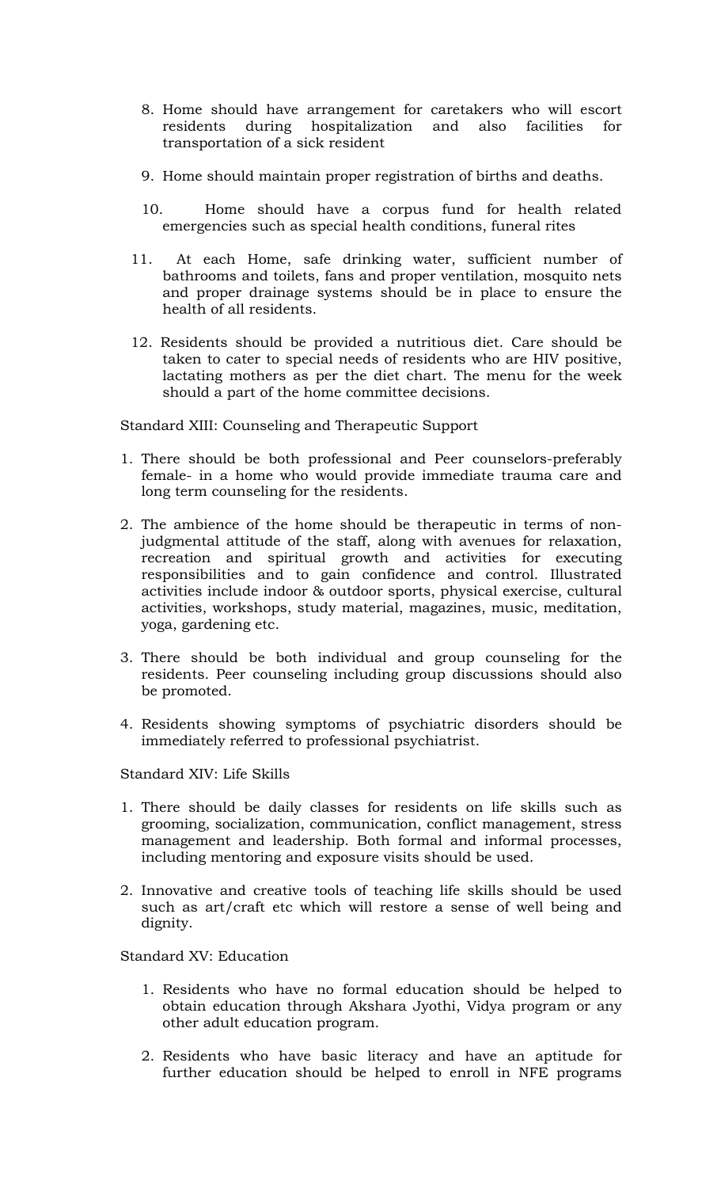8. Home should have arrangement for caretakers who will escort residents during hospitalization and also facilities for transportation of a sick resident

9. Home should maintain proper registration of births and deaths.

10. Home should have a corpus fund for health related emergencies such as special health conditions, funeral rites

11. At each Home, safe drinking water, sufficient number of bathrooms and toilets, fans and proper ventilation, mosquito nets and proper drainage systems should be in place to ensure the health of all residents.

12. Residents should be provided a nutritious diet. Care should be taken to cater to special needs of residents who are HIV positive, lactating mothers as per the diet chart. The menu for the week should a part of the home committee decisions.

Standard XIII: Counseling and Therapeutic Support

1. There should be both professional and Peer counselors-preferably female- in a home who would provide immediate trauma care and long term counseling for the residents.

2. The ambience of the home should be therapeutic in terms of non-judgmental attitude of the staff, along with avenues for relaxation, recreation and spiritual growth and activities for executing responsibilities and to gain confidence and control. Illustrated activities include indoor & outdoor sports, physical exercise, cultural activities, workshops, study material, magazines, music, meditation, yoga, gardening etc.

3. There should be both individual and group counseling for the residents. Peer counseling including group discussions should also be promoted.

4. Residents showing symptoms of psychiatric disorders should be immediately referred to professional psychiatrist.

Standard XIV: Life Skills

1. There should be daily classes for residents on life skills such as grooming, socialization, communication, conflict management, stress management and leadership. Both formal and informal processes, including mentoring and exposure visits should be used.

2. Innovative and creative tools of teaching life skills should be used such as art/craft etc which will restore a sense of well being and dignity.

Standard XV: Education

1. Residents who have no formal education should be helped to obtain education through Akshara Jyothi, Vidya program or any other adult education program.

2. Residents who have basic literacy and have an aptitude for further education should be helped to enroll in NFE programs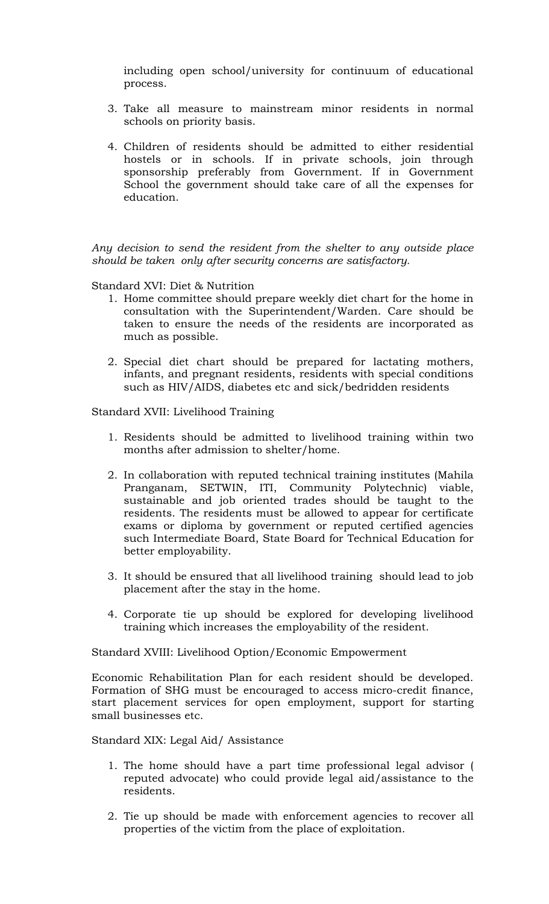including open school/university for continuum of educational process.

3. Take all measure to mainstream minor residents in normal schools on priority basis.

4. Children of residents should be admitted to either residential hostels or in schools. If in private schools, join through sponsorship preferably from Government. If in Government School the government should take care of all the expenses for education.

*Any decision to send the resident from the shelter to any outside place should be taken only after security concerns are satisfactory.*

Standard XVI: Diet & Nutrition

1. Home committee should prepare weekly diet chart for the home in consultation with the Superintendent/Warden. Care should be taken to ensure the needs of the residents are incorporated as much as possible.

2. Special diet chart should be prepared for lactating mothers, infants, and pregnant residents, residents with special conditions such as HIV/AIDS, diabetes etc and sick/bedridden residents

Standard XVII: Livelihood Training

1. Residents should be admitted to livelihood training within two months after admission to shelter/home.

2. In collaboration with reputed technical training institutes (Mahila Pranganam, SETWIN, ITI, Community Polytechnic) viable, sustainable and job oriented trades should be taught to the residents. The residents must be allowed to appear for certificate exams or diploma by government or reputed certified agencies such Intermediate Board, State Board for Technical Education for better employability.

3. It should be ensured that all livelihood training should lead to job placement after the stay in the home.

4. Corporate tie up should be explored for developing livelihood training which increases the employability of the resident.

Standard XVIII: Livelihood Option/Economic Empowerment

Economic Rehabilitation Plan for each resident should be developed. Formation of SHG must be encouraged to access micro-credit finance, start placement services for open employment, support for starting small businesses etc.

Standard XIX: Legal Aid/ Assistance

1. The home should have a part time professional legal advisor ( reputed advocate) who could provide legal aid/assistance to the residents.

2. Tie up should be made with enforcement agencies to recover all properties of the victim from the place of exploitation.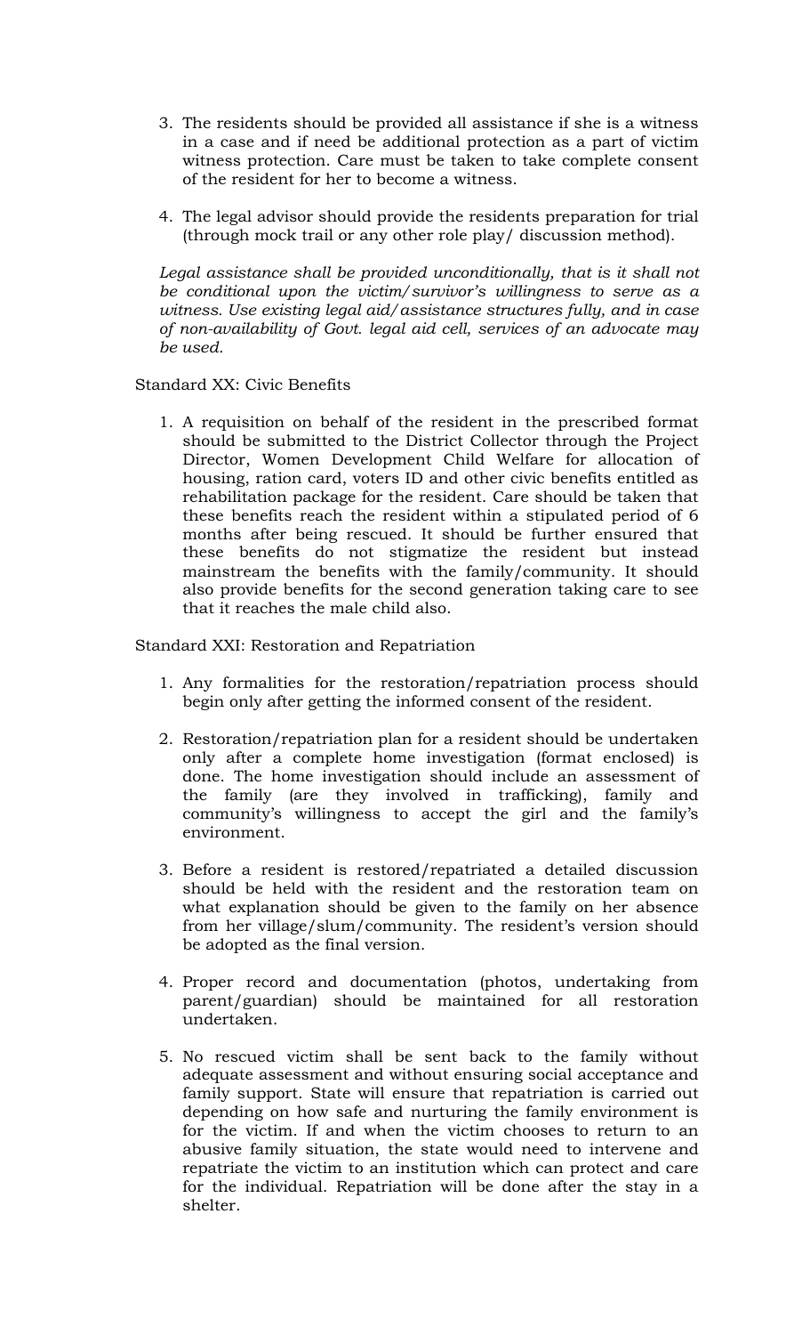3. The residents should be provided all assistance if she is a witness in a case and if need be additional protection as a part of victim witness protection. Care must be taken to take complete consent of the resident for her to become a witness.

4. The legal advisor should provide the residents preparation for trial (through mock trail or any other role play/ discussion method).

*Legal assistance shall be provided unconditionally, that is it shall not be conditional upon the victim/survivor's willingness to serve as a witness. Use existing legal aid/assistance structures fully, and in case of non-availability of Govt. legal aid cell, services of an advocate may be used.*

Standard XX: Civic Benefits

1. A requisition on behalf of the resident in the prescribed format should be submitted to the District Collector through the Project Director, Women Development Child Welfare for allocation of housing, ration card, voters ID and other civic benefits entitled as rehabilitation package for the resident. Care should be taken that these benefits reach the resident within a stipulated period of 6 months after being rescued. It should be further ensured that these benefits do not stigmatize the resident but instead mainstream the benefits with the family/community. It should also provide benefits for the second generation taking care to see that it reaches the male child also.

Standard XXI: Restoration and Repatriation

1. Any formalities for the restoration/repatriation process should begin only after getting the informed consent of the resident.

2. Restoration/repatriation plan for a resident should be undertaken only after a complete home investigation (format enclosed) is done. The home investigation should include an assessment of the family (are they involved in trafficking), family and community's willingness to accept the girl and the family's environment.

3. Before a resident is restored/repatriated a detailed discussion should be held with the resident and the restoration team on what explanation should be given to the family on her absence from her village/slum/community. The resident's version should be adopted as the final version.

4. Proper record and documentation (photos, undertaking from parent/guardian) should be maintained for all restoration undertaken.

5. No rescued victim shall be sent back to the family without adequate assessment and without ensuring social acceptance and family support. State will ensure that repatriation is carried out depending on how safe and nurturing the family environment is for the victim. If and when the victim chooses to return to an abusive family situation, the state would need to intervene and repatriate the victim to an institution which can protect and care for the individual. Repatriation will be done after the stay in a shelter.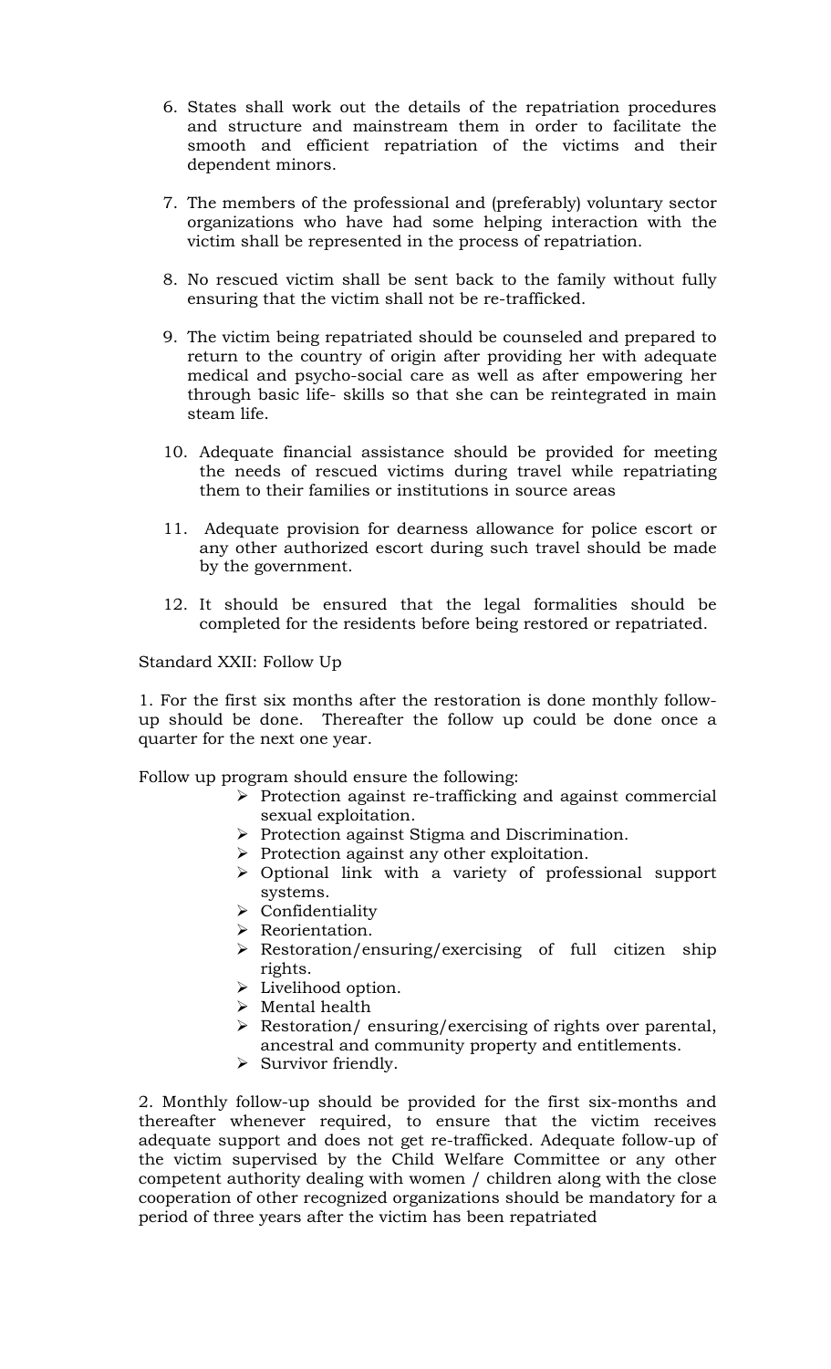6. States shall work out the details of the repatriation procedures and structure and mainstream them in order to facilitate the smooth and efficient repatriation of the victims and their dependent minors.

7. The members of the professional and (preferably) voluntary sector organizations who have had some helping interaction with the victim shall be represented in the process of repatriation.

8. No rescued victim shall be sent back to the family without fully ensuring that the victim shall not be re-trafficked.

9. The victim being repatriated should be counseled and prepared to return to the country of origin after providing her with adequate medical and psycho-social care as well as after empowering her through basic life- skills so that she can be reintegrated in main steam life.

10. Adequate financial assistance should be provided for meeting the needs of rescued victims during travel while repatriating them to their families or institutions in source areas

11. Adequate provision for dearness allowance for police escort or any other authorized escort during such travel should be made by the government.

12. It should be ensured that the legal formalities should be completed for the residents before being restored or repatriated.

Standard XXII: Follow Up

1. For the first six months after the restoration is done monthly follow-up should be done. Thereafter the follow up could be done once a quarter for the next one year.

Follow up program should ensure the following:

- Protection against re-trafficking and against commercial sexual exploitation.
- Protection against Stigma and Discrimination.
- Protection against any other exploitation.
- Optional link with a variety of professional support systems.
- Confidentiality
- Reorientation.
- Restoration/ensuring/exercising of full citizen ship rights.
- Livelihood option.
- Mental health
- Restoration/ ensuring/exercising of rights over parental, ancestral and community property and entitlements.
- Survivor friendly.

2. Monthly follow-up should be provided for the first six-months and thereafter whenever required, to ensure that the victim receives adequate support and does not get re-trafficked. Adequate follow-up of the victim supervised by the Child Welfare Committee or any other competent authority dealing with women / children along with the close cooperation of other recognized organizations should be mandatory for a period of three years after the victim has been repatriated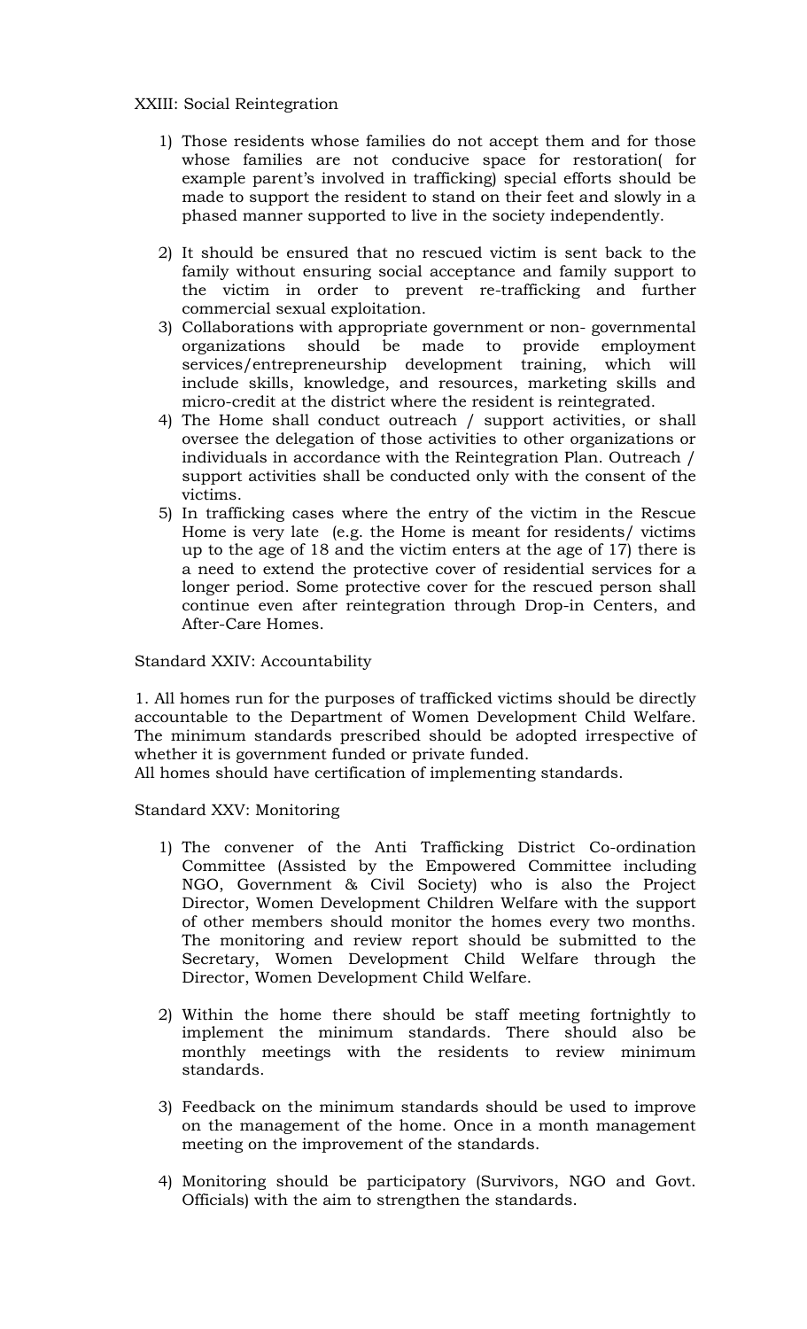XXIII: Social Reintegration

1) Those residents whose families do not accept them and for those whose families are not conducive space for restoration( for example parent's involved in trafficking) special efforts should be made to support the resident to stand on their feet and slowly in a phased manner supported to live in the society independently.

2) It should be ensured that no rescued victim is sent back to the family without ensuring social acceptance and family support to the victim in order to prevent re-trafficking and further commercial sexual exploitation.
3) Collaborations with appropriate government or non- governmental organizations should be made to provide employment services/entrepreneurship development training, which will include skills, knowledge, and resources, marketing skills and micro-credit at the district where the resident is reintegrated.
4) The Home shall conduct outreach / support activities, or shall oversee the delegation of those activities to other organizations or individuals in accordance with the Reintegration Plan. Outreach / support activities shall be conducted only with the consent of the victims.
5) In trafficking cases where the entry of the victim in the Rescue Home is very late (e.g. the Home is meant for residents/ victims up to the age of 18 and the victim enters at the age of 17) there is a need to extend the protective cover of residential services for a longer period. Some protective cover for the rescued person shall continue even after reintegration through Drop-in Centers, and After-Care Homes.

Standard XXIV: Accountability

1. All homes run for the purposes of trafficked victims should be directly accountable to the Department of Women Development Child Welfare. The minimum standards prescribed should be adopted irrespective of whether it is government funded or private funded.
All homes should have certification of implementing standards.

Standard XXV: Monitoring

1) The convener of the Anti Trafficking District Co-ordination Committee (Assisted by the Empowered Committee including NGO, Government & Civil Society) who is also the Project Director, Women Development Children Welfare with the support of other members should monitor the homes every two months. The monitoring and review report should be submitted to the Secretary, Women Development Child Welfare through the Director, Women Development Child Welfare.

2) Within the home there should be staff meeting fortnightly to implement the minimum standards. There should also be monthly meetings with the residents to review minimum standards.

3) Feedback on the minimum standards should be used to improve on the management of the home. Once in a month management meeting on the improvement of the standards.

4) Monitoring should be participatory (Survivors, NGO and Govt. Officials) with the aim to strengthen the standards.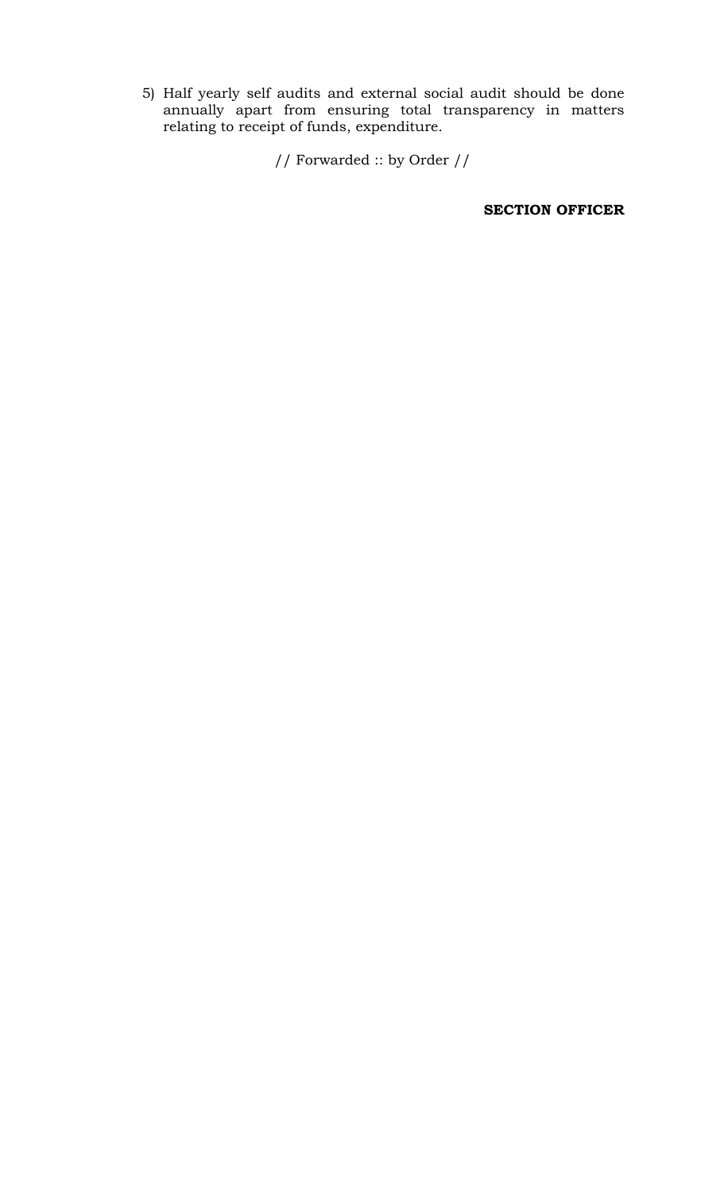5) Half yearly self audits and external social audit should be done annually apart from ensuring total transparency in matters relating to receipt of funds, expenditure.

// Forwarded :: by Order //

**SECTION OFFICER**